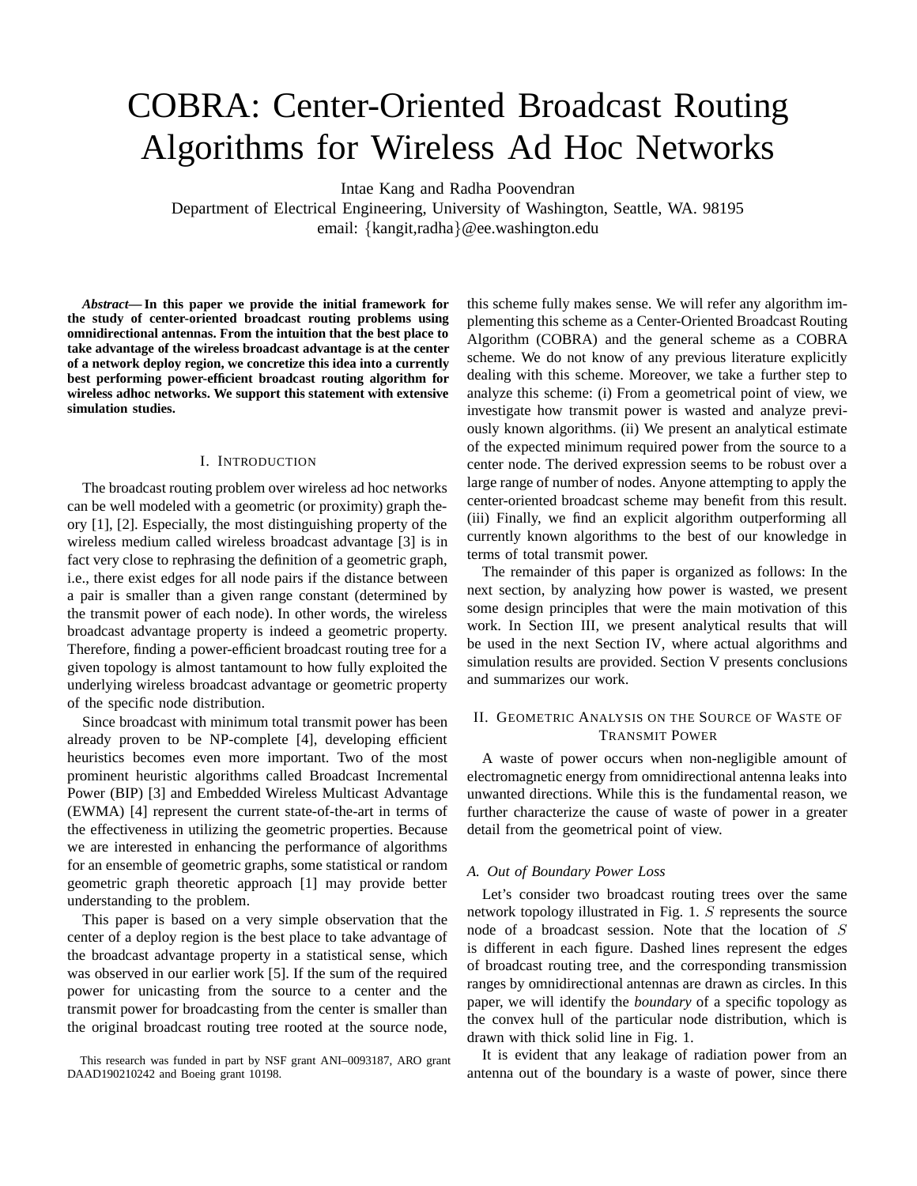# COBRA: Center-Oriented Broadcast Routing Algorithms for Wireless Ad Hoc Networks

Intae Kang and Radha Poovendran

Department of Electrical Engineering, University of Washington, Seattle, WA. 98195

email: {kangit,radha}@ee.washington.edu

***Abstract*— In this paper we provide the initial framework for the study of center-oriented broadcast routing problems using omnidirectional antennas. From the intuition that the best place to take advantage of the wireless broadcast advantage is at the center of a network deploy region, we concretize this idea into a currently best performing power-efficient broadcast routing algorithm for wireless adhoc networks. We support this statement with extensive simulation studies.**

## I. Introduction

The broadcast routing problem over wireless ad hoc networks can be well modeled with a geometric (or proximity) graph theory [1], [2]. Especially, the most distinguishing property of the wireless medium called wireless broadcast advantage [3] is in fact very close to rephrasing the definition of a geometric graph, i.e., there exist edges for all node pairs if the distance between a pair is smaller than a given range constant (determined by the transmit power of each node). In other words, the wireless broadcast advantage property is indeed a geometric property. Therefore, finding a power-efficient broadcast routing tree for a given topology is almost tantamount to how fully exploited the underlying wireless broadcast advantage or geometric property of the specific node distribution.

Since broadcast with minimum total transmit power has been already proven to be NP-complete [4], developing efficient heuristics becomes even more important. Two of the most prominent heuristic algorithms called Broadcast Incremental Power (BIP) [3] and Embedded Wireless Multicast Advantage (EWMA) [4] represent the current state-of-the-art in terms of the effectiveness in utilizing the geometric properties. Because we are interested in enhancing the performance of algorithms for an ensemble of geometric graphs, some statistical or random geometric graph theoretic approach [1] may provide better understanding to the problem.

This paper is based on a very simple observation that the center of a deploy region is the best place to take advantage of the broadcast advantage property in a statistical sense, which was observed in our earlier work [5]. If the sum of the required power for unicasting from the source to a center and the transmit power for broadcasting from the center is smaller than the original broadcast routing tree rooted at the source node, this scheme fully makes sense. We will refer any algorithm implementing this scheme as a Center-Oriented Broadcast Routing Algorithm (COBRA) and the general scheme as a COBRA scheme. We do not know of any previous literature explicitly dealing with this scheme. Moreover, we take a further step to analyze this scheme: (i) From a geometrical point of view, we investigate how transmit power is wasted and analyze previously known algorithms. (ii) We present an analytical estimate of the expected minimum required power from the source to a center node. The derived expression seems to be robust over a large range of number of nodes. Anyone attempting to apply the center-oriented broadcast scheme may benefit from this result. (iii) Finally, we find an explicit algorithm outperforming all currently known algorithms to the best of our knowledge in terms of total transmit power.

The remainder of this paper is organized as follows: In the next section, by analyzing how power is wasted, we present some design principles that were the main motivation of this work. In Section III, we present analytical results that will be used in the next Section IV, where actual algorithms and simulation results are provided. Section V presents conclusions and summarizes our work.

This research was funded in part by NSF grant ANI–0093187, ARO grant DAAD190210242 and Boeing grant 10198.

## II. Geometric Analysis on the Source of Waste of Transmit Power

A waste of power occurs when non-negligible amount of electromagnetic energy from omnidirectional antenna leaks into unwanted directions. While this is the fundamental reason, we further characterize the cause of waste of power in a greater detail from the geometrical point of view.

### A. Out of Boundary Power Loss

Let's consider two broadcast routing trees over the same network topology illustrated in Fig. 1. $S$ represents the source node of a broadcast session. Note that the location of $S$ is different in each figure. Dashed lines represent the edges of broadcast routing tree, and the corresponding transmission ranges by omnidirectional antennas are drawn as circles. In this paper, we will identify the *boundary* of a specific topology as the convex hull of the particular node distribution, which is drawn with thick solid line in Fig. 1.

It is evident that any leakage of radiation power from an antenna out of the boundary is a waste of power, since there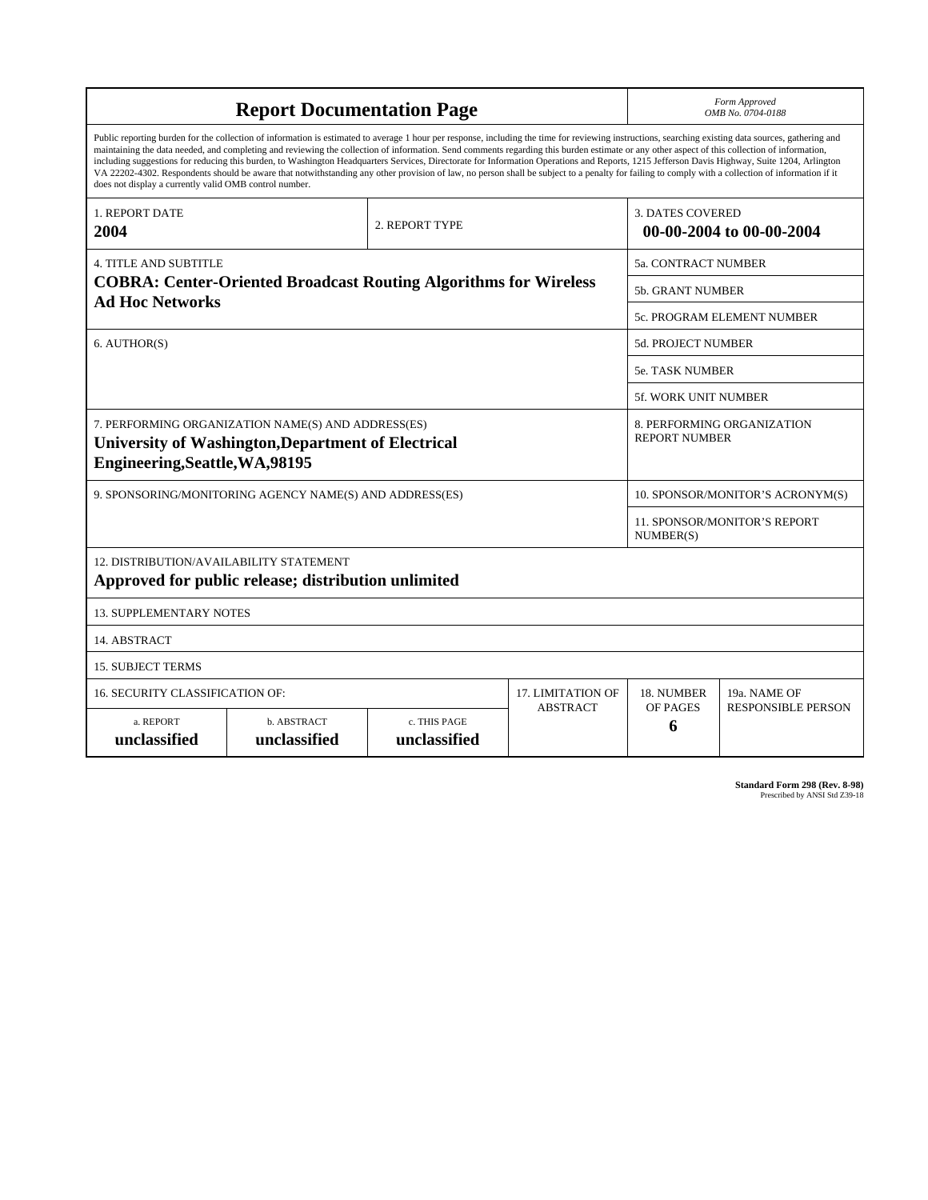# Report Documentation Page

*Form Approved*
*OMB No. 0704-0188*

Public reporting burden for the collection of information is estimated to average 1 hour per response, including the time for reviewing instructions, searching existing data sources, gathering and maintaining the data needed, and completing and reviewing the collection of information. Send comments regarding this burden estimate or any other aspect of this collection of information, including suggestions for reducing this burden, to Washington Headquarters Services, Directorate for Information Operations and Reports, 1215 Jefferson Davis Highway, Suite 1204, Arlington VA 22202-4302. Respondents should be aware that notwithstanding any other provision of law, no person shall be subject to a penalty for failing to comply with a collection of information if it does not display a currently valid OMB control number.

| 1. REPORT DATE | 2. REPORT TYPE | 3. DATES COVERED |
|---|---|---|
| **2004** | | **00-00-2004 to 00-00-2004** |

| 4. TITLE AND SUBTITLE | |
|---|---|
| **COBRA: Center-Oriented Broadcast Routing Algorithms for Wireless Ad Hoc Networks** | 5a. CONTRACT NUMBER |
| | 5b. GRANT NUMBER |
| | 5c. PROGRAM ELEMENT NUMBER |
| 6. AUTHOR(S) | 5d. PROJECT NUMBER |
| | 5e. TASK NUMBER |
| | 5f. WORK UNIT NUMBER |
| 7. PERFORMING ORGANIZATION NAME(S) AND ADDRESS(ES) **University of Washington,Department of Electrical Engineering,Seattle,WA,98195** | 8. PERFORMING ORGANIZATION REPORT NUMBER |
| 9. SPONSORING/MONITORING AGENCY NAME(S) AND ADDRESS(ES) | 10. SPONSOR/MONITOR'S ACRONYM(S) |
| | 11. SPONSOR/MONITOR'S REPORT NUMBER(S) |

12. DISTRIBUTION/AVAILABILITY STATEMENT
**Approved for public release; distribution unlimited**

13. SUPPLEMENTARY NOTES

14. ABSTRACT

15. SUBJECT TERMS

| 16. SECURITY CLASSIFICATION OF: | | | 17. LIMITATION OF ABSTRACT | 18. NUMBER OF PAGES | 19a. NAME OF RESPONSIBLE PERSON |
|---|---|---|---|---|---|
| a. REPORT | b. ABSTRACT | c. THIS PAGE | | | |
| **unclassified** | **unclassified** | **unclassified** | | **6** | |

**Standard Form 298 (Rev. 8-98)**
Prescribed by ANSI Std Z39-18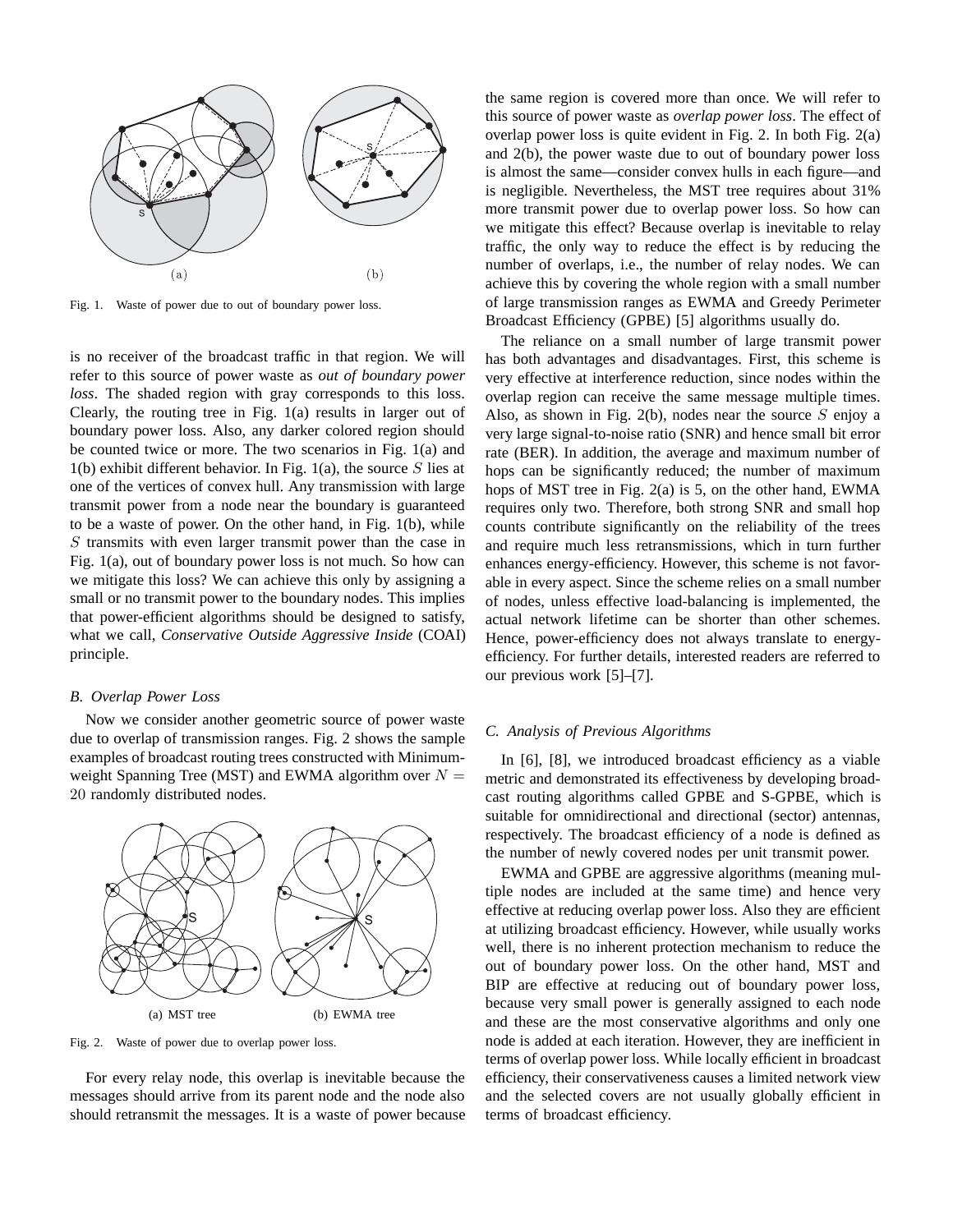Fig. 1. Waste of power due to out of boundary power loss.

is no receiver of the broadcast traffic in that region. We will refer to this source of power waste as *out of boundary power loss*. The shaded region with gray corresponds to this loss. Clearly, the routing tree in Fig. 1(a) results in larger out of boundary power loss. Also, any darker colored region should be counted twice or more. The two scenarios in Fig. 1(a) and 1(b) exhibit different behavior. In Fig. 1(a), the source $S$ lies at one of the vertices of convex hull. Any transmission with large transmit power from a node near the boundary is guaranteed to be a waste of power. On the other hand, in Fig. 1(b), while $S$ transmits with even larger transmit power than the case in Fig. 1(a), out of boundary power loss is not much. So how can we mitigate this loss? We can achieve this only by assigning a small or no transmit power to the boundary nodes. This implies that power-efficient algorithms should be designed to satisfy, what we call, *Conservative Outside Aggressive Inside* (COAI) principle.

### *B. Overlap Power Loss*

Now we consider another geometric source of power waste due to overlap of transmission ranges. Fig. 2 shows the sample examples of broadcast routing trees constructed with Minimum-weight Spanning Tree (MST) and EWMA algorithm over $N = 20$ randomly distributed nodes.

(a) MST tree (b) EWMA tree

Fig. 2. Waste of power due to overlap power loss.

For every relay node, this overlap is inevitable because the messages should arrive from its parent node and the node also should retransmit the messages. It is a waste of power because the same region is covered more than once. We will refer to this source of power waste as *overlap power loss*. The effect of overlap power loss is quite evident in Fig. 2. In both Fig. 2(a) and 2(b), the power waste due to out of boundary power loss is almost the same—consider convex hulls in each figure—and is negligible. Nevertheless, the MST tree requires about 31% more transmit power due to overlap power loss. So how can we mitigate this effect? Because overlap is inevitable to relay traffic, the only way to reduce the effect is by reducing the number of overlaps, i.e., the number of relay nodes. We can achieve this by covering the whole region with a small number of large transmission ranges as EWMA and Greedy Perimeter Broadcast Efficiency (GPBE) [5] algorithms usually do.

The reliance on a small number of large transmit power has both advantages and disadvantages. First, this scheme is very effective at interference reduction, since nodes within the overlap region can receive the same message multiple times. Also, as shown in Fig. 2(b), nodes near the source $S$ enjoy a very large signal-to-noise ratio (SNR) and hence small bit error rate (BER). In addition, the average and maximum number of hops can be significantly reduced; the number of maximum hops of MST tree in Fig. 2(a) is 5, on the other hand, EWMA requires only two. Therefore, both strong SNR and small hop counts contribute significantly on the reliability of the trees and require much less retransmissions, which in turn further enhances energy-efficiency. However, this scheme is not favorable in every aspect. Since the scheme relies on a small number of nodes, unless effective load-balancing is implemented, the actual network lifetime can be shorter than other schemes. Hence, power-efficiency does not always translate to energy-efficiency. For further details, interested readers are referred to our previous work [5]–[7].

### *C. Analysis of Previous Algorithms*

In [6], [8], we introduced broadcast efficiency as a viable metric and demonstrated its effectiveness by developing broadcast routing algorithms called GPBE and S-GPBE, which is suitable for omnidirectional and directional (sector) antennas, respectively. The broadcast efficiency of a node is defined as the number of newly covered nodes per unit transmit power.

EWMA and GPBE are aggressive algorithms (meaning multiple nodes are included at the same time) and hence very effective at reducing overlap power loss. Also they are efficient at utilizing broadcast efficiency. However, while usually works well, there is no inherent protection mechanism to reduce the out of boundary power loss. On the other hand, MST and BIP are effective at reducing out of boundary power loss, because very small power is generally assigned to each node and these are the most conservative algorithms and only one node is added at each iteration. However, they are inefficient in terms of overlap power loss. While locally efficient in broadcast efficiency, their conservativeness causes a limited network view and the selected covers are not usually globally efficient in terms of broadcast efficiency.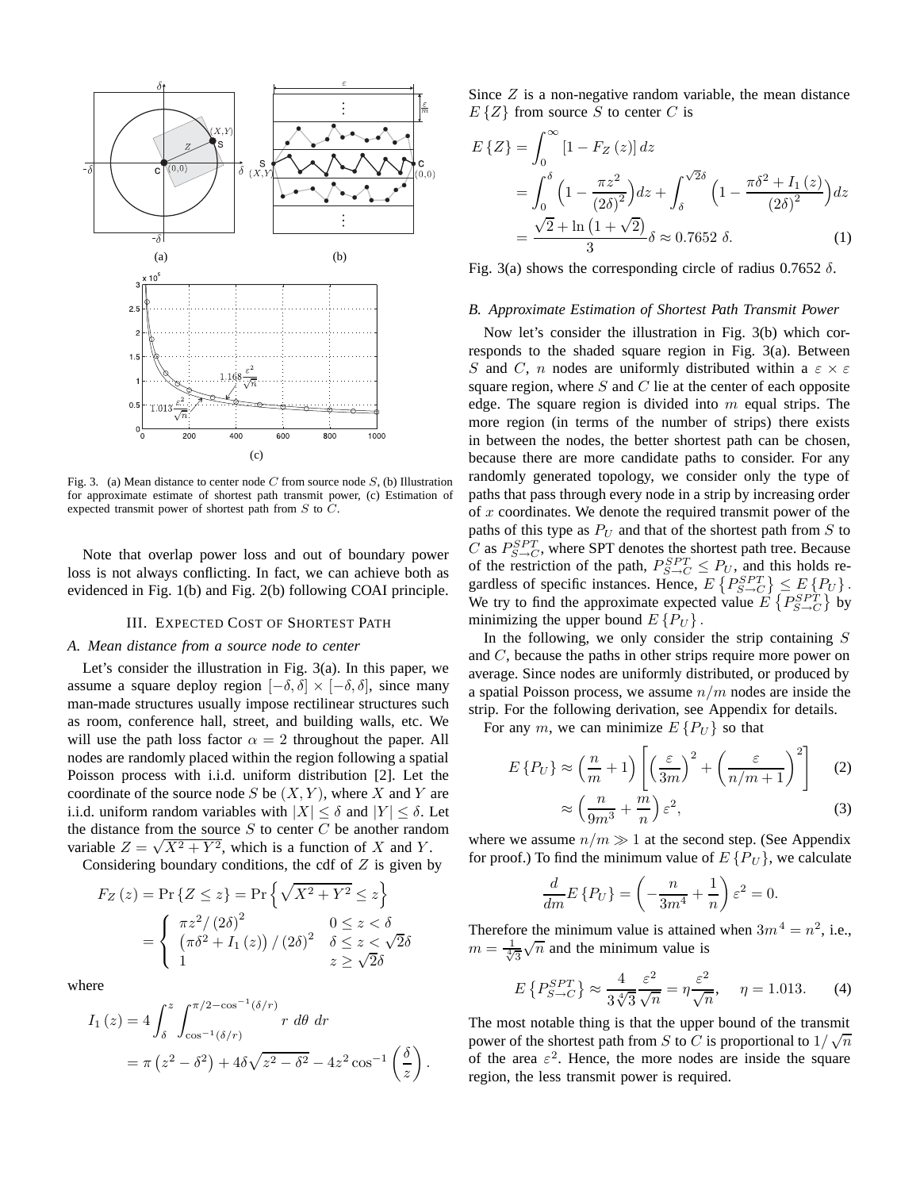Fig. 3. (a) Mean distance to center node $C$ from source node $S$, (b) Illustration for approximate estimate of shortest path transmit power, (c) Estimation of expected transmit power of shortest path from $S$ to $C$.

Note that overlap power loss and out of boundary power loss is not always conflicting. In fact, we can achieve both as evidenced in Fig. 1(b) and Fig. 2(b) following COAI principle.

## III. Expected Cost of Shortest Path

### A. Mean distance from a source node to center

Let's consider the illustration in Fig. 3(a). In this paper, we assume a square deploy region $[-\delta, \delta] \times [-\delta, \delta]$, since many man-made structures usually impose rectilinear structures such as room, conference hall, street, and building walls, etc. We will use the path loss factor $\alpha = 2$ throughout the paper. All nodes are randomly placed within the region following a spatial Poisson process with i.i.d. uniform distribution [2]. Let the coordinate of the source node $S$ be $(X, Y)$, where $X$ and $Y$ are i.i.d. uniform random variables with $|X| \le \delta$ and $|Y| \le \delta$. Let the distance from the source $S$ to center $C$ be another random variable $Z = \sqrt{X^2 + Y^2}$, which is a function of $X$ and $Y$.

Considering boundary conditions, the cdf of $Z$ is given by

$$
\begin{aligned}
F_Z(z) &= \Pr\{Z \le z\} = \Pr\left\{\sqrt{X^2 + Y^2} \le z\right\} \\
&= \begin{cases} \pi z^2 / (2\delta)^2 & 0 \le z < \delta \\ \left(\pi\delta^2 + I_1(z)\right)/(2\delta)^2 & \delta \le z < \sqrt{2}\delta \\ 1 & z \ge \sqrt{2}\delta \end{cases}
\end{aligned}
$$

where

$$
\begin{aligned}
I_1(z) &= 4\int_{\delta}^{z} \int_{\cos^{-1}(\delta/r)}^{\pi/2 - \cos^{-1}(\delta/r)} r \; d\theta \; dr \\
&= \pi\left(z^2 - \delta^2\right) + 4\delta\sqrt{z^2 - \delta^2} - 4z^2 \cos^{-1}\left(\frac{\delta}{z}\right).
\end{aligned}
$$

Since $Z$ is a non-negative random variable, the mean distance $E\{Z\}$ from source $S$ to center $C$ is

$$
\begin{aligned}
E\{Z\} &= \int_0^{\infty} \left[1 - F_Z(z)\right] dz \\
&= \int_0^{\delta} \left(1 - \frac{\pi z^2}{(2\delta)^2}\right) dz + \int_{\delta}^{\sqrt{2}\delta} \left(1 - \frac{\pi\delta^2 + I_1(z)}{(2\delta)^2}\right) dz \\
&= \frac{\sqrt{2} + \ln\left(1 + \sqrt{2}\right)}{3}\delta \approx 0.7652\ \delta. \qquad (1)
\end{aligned}
$$

Fig. 3(a) shows the corresponding circle of radius 0.7652 $\delta$.

### B. Approximate Estimation of Shortest Path Transmit Power

Now let's consider the illustration in Fig. 3(b) which corresponds to the shaded square region in Fig. 3(a). Between $S$ and $C$, $n$ nodes are uniformly distributed within a $\varepsilon \times \varepsilon$ square region, where $S$ and $C$ lie at the center of each opposite edge. The square region is divided into $m$ equal strips. The more region (in terms of the number of strips) there exists in between the nodes, the better shortest path can be chosen, because there are more candidate paths to consider. For any randomly generated topology, we consider only the type of paths that pass through every node in a strip by increasing order of $x$ coordinates. We denote the required transmit power of the paths of this type as $P_U$ and that of the shortest path from $S$ to $C$ as $P_{S\to C}^{SPT}$, where SPT denotes the shortest path tree. Because of the restriction of the path, $P_{S\to C}^{SPT} \le P_U$, and this holds regardless of specific instances. Hence, $E\left\{P_{S\to C}^{SPT}\right\} \le E\{P_U\}$. We try to find the approximate expected value $E\left\{P_{S\to C}^{SPT}\right\}$ by minimizing the upper bound $E\{P_U\}$.

In the following, we only consider the strip containing $S$ and $C$, because the paths in other strips require more power on average. Since nodes are uniformly distributed, or produced by a spatial Poisson process, we assume $n/m$ nodes are inside the strip. For the following derivation, see Appendix for details.

For any $m$, we can minimize $E\{P_U\}$ so that

$$
E\{P_U\} \approx \left(\frac{n}{m} + 1\right)\left[\left(\frac{\varepsilon}{3m}\right)^2 + \left(\frac{\varepsilon}{n/m + 1}\right)^2\right] \qquad (2)
$$

$$
\approx \left(\frac{n}{9m^3} + \frac{m}{n}\right)\varepsilon^2, \qquad (3)
$$

where we assume $n/m \gg 1$ at the second step. (See Appendix for proof.) To find the minimum value of $E\{P_U\}$, we calculate

$$
\frac{d}{dm}E\{P_U\} = \left(-\frac{n}{3m^4} + \frac{1}{n}\right)\varepsilon^2 = 0.
$$

Therefore the minimum value is attained when $3m^4 = n^2$, i.e., $m = \frac{1}{\sqrt[4]{3}}\sqrt{n}$ and the minimum value is

$$
E\left\{P_{S\to C}^{SPT}\right\} \approx \frac{4}{3\sqrt[4]{3}}\frac{\varepsilon^2}{\sqrt{n}} = \eta\frac{\varepsilon^2}{\sqrt{n}}, \quad \eta = 1.013. \qquad (4)
$$

The most notable thing is that the upper bound of the transmit power of the shortest path from $S$ to $C$ is proportional to $1/\sqrt{n}$ of the area $\varepsilon^2$. Hence, the more nodes are inside the square region, the less transmit power is required.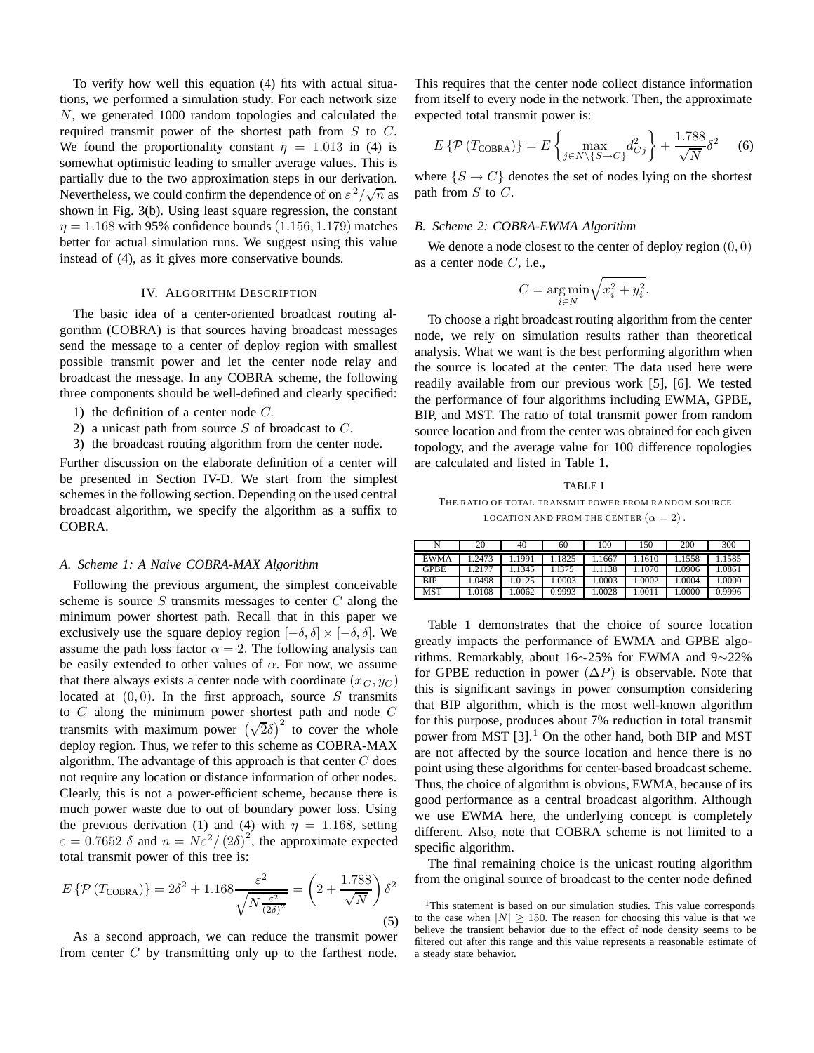To verify how well this equation (4) fits with actual situations, we performed a simulation study. For each network size $N$, we generated 1000 random topologies and calculated the required transmit power of the shortest path from $S$ to $C$. We found the proportionality constant $\eta = 1.013$ in (4) is somewhat optimistic leading to smaller average values. This is partially due to the two approximation steps in our derivation. Nevertheless, we could confirm the dependence of on $\varepsilon^2/\sqrt{n}$ as shown in Fig. 3(b). Using least square regression, the constant $\eta = 1.168$ with 95% confidence bounds $(1.156, 1.179)$ matches better for actual simulation runs. We suggest using this value instead of (4), as it gives more conservative bounds.

## IV. Algorithm Description

The basic idea of a center-oriented broadcast routing algorithm (COBRA) is that sources having broadcast messages send the message to a center of deploy region with smallest possible transmit power and let the center node relay and broadcast the message. In any COBRA scheme, the following three components should be well-defined and clearly specified:

1) the definition of a center node $C$.
2) a unicast path from source $S$ of broadcast to $C$.
3) the broadcast routing algorithm from the center node.

Further discussion on the elaborate definition of a center will be presented in Section IV-D. We start from the simplest schemes in the following section. Depending on the used central broadcast algorithm, we specify the algorithm as a suffix to COBRA.

### A. Scheme 1: A Naive COBRA-MAX Algorithm

Following the previous argument, the simplest conceivable scheme is source $S$ transmits messages to center $C$ along the minimum power shortest path. Recall that in this paper we exclusively use the square deploy region $[-\delta, \delta] \times [-\delta, \delta]$. We assume the path loss factor $\alpha = 2$. The following analysis can be easily extended to other values of $\alpha$. For now, we assume that there always exists a center node with coordinate $(x_C, y_C)$ located at $(0, 0)$. In the first approach, source $S$ transmits to $C$ along the minimum power shortest path and node $C$ transmits with maximum power $\left(\sqrt{2}\delta\right)^2$ to cover the whole deploy region. Thus, we refer to this scheme as COBRA-MAX algorithm. The advantage of this approach is that center $C$ does not require any location or distance information of other nodes. Clearly, this is not a power-efficient scheme, because there is much power waste due to out of boundary power loss. Using the previous derivation (1) and (4) with $\eta = 1.168$, setting $\varepsilon = 0.7652\ \delta$ and $n = N\varepsilon^2/(2\delta)^2$, the approximate expected total transmit power of this tree is:

$$E\left\{\mathcal{P}\left(T_{\text{COBRA}}\right)\right\} = 2\delta^2 + 1.168\frac{\varepsilon^2}{\sqrt{N\frac{\varepsilon^2}{(2\delta)^2}}} = \left(2 + \frac{1.788}{\sqrt{N}}\right)\delta^2 \tag{5}$$

As a second approach, we can reduce the transmit power from center $C$ by transmitting only up to the farthest node. This requires that the center node collect distance information from itself to every node in the network. Then, the approximate expected total transmit power is:

$$E\left\{\mathcal{P}\left(T_{\text{COBRA}}\right)\right\} = E\left\{\max_{j\in N\setminus\{S\to C\}} d_{Cj}^2\right\} + \frac{1.788}{\sqrt{N}}\delta^2 \tag{6}$$

where $\{S \to C\}$ denotes the set of nodes lying on the shortest path from $S$ to $C$.

### B. Scheme 2: COBRA-EWMA Algorithm

We denote a node closest to the center of deploy region $(0, 0)$ as a center node $C$, i.e.,

$$C = \underset{i\in N}{\arg\min}\sqrt{x_i^2 + y_i^2}.$$

To choose a right broadcast routing algorithm from the center node, we rely on simulation results rather than theoretical analysis. What we want is the best performing algorithm when the source is located at the center. The data used here were readily available from our previous work [5], [6]. We tested the performance of four algorithms including EWMA, GPBE, BIP, and MST. The ratio of total transmit power from random source location and from the center was obtained for each given topology, and the average value for 100 difference topologies are calculated and listed in Table 1.

TABLE I

The ratio of total transmit power from random source location and from the center ($\alpha = 2$).

| N | 20 | 40 | 60 | 100 | 150 | 200 | 300 |
|---|---|---|---|---|---|---|---|
| EWMA | 1.2473 | 1.1991 | 1.1825 | 1.1667 | 1.1610 | 1.1558 | 1.1585 |
| GPBE | 1.2177 | 1.1345 | 1.1375 | 1.1138 | 1.1070 | 1.0906 | 1.0861 |
| BIP | 1.0498 | 1.0125 | 1.0003 | 1.0003 | 1.0002 | 1.0004 | 1.0000 |
| MST | 1.0108 | 1.0062 | 0.9993 | 1.0028 | 1.0011 | 1.0000 | 0.9996 |

Table 1 demonstrates that the choice of source location greatly impacts the performance of EWMA and GPBE algorithms. Remarkably, about 16∼25% for EWMA and 9∼22% for GPBE reduction in power ($\Delta P$) is observable. Note that this is significant savings in power consumption considering that BIP algorithm, which is the most well-known algorithm for this purpose, produces about 7% reduction in total transmit power from MST [3].[1] On the other hand, both BIP and MST are not affected by the source location and hence there is no point using these algorithms for center-based broadcast scheme. Thus, the choice of algorithm is obvious, EWMA, because of its good performance as a central broadcast algorithm. Although we use EWMA here, the underlying concept is completely different. Also, note that COBRA scheme is not limited to a specific algorithm.

The final remaining choice is the unicast routing algorithm from the original source of broadcast to the center node defined

[1] This statement is based on our simulation studies. This value corresponds to the case when $|N| \geq 150$. The reason for choosing this value is that we believe the transient behavior due to the effect of node density seems to be filtered out after this range and this value represents a reasonable estimate of a steady state behavior.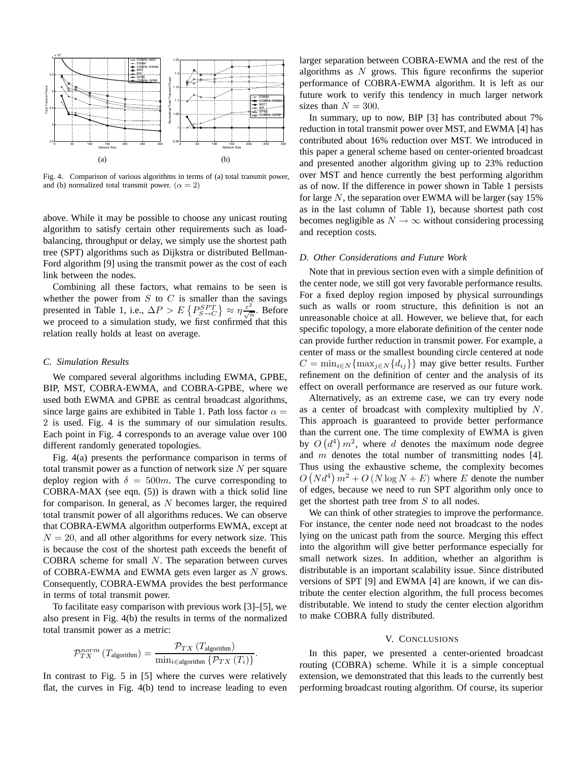Fig. 4. Comparison of various algorithms in terms of (a) total transmit power, and (b) normalized total transmit power. ($\alpha = 2$)

above. While it may be possible to choose any unicast routing algorithm to satisfy certain other requirements such as load-balancing, throughput or delay, we simply use the shortest path tree (SPT) algorithms such as Dijkstra or distributed Bellman-Ford algorithm [9] using the transmit power as the cost of each link between the nodes.

Combining all these factors, what remains to be seen is whether the power from $S$ to $C$ is smaller than the savings presented in Table 1, i.e., $\Delta P > E\left\{P_{S\to C}^{SPT}\right\} \approx \eta\frac{\varepsilon^2}{\sqrt{n}}$. Before we proceed to a simulation study, we first confirmed that this relation really holds at least on average.

### C. Simulation Results

We compared several algorithms including EWMA, GPBE, BIP, MST, COBRA-EWMA, and COBRA-GPBE, where we used both EWMA and GPBE as central broadcast algorithms, since large gains are exhibited in Table 1. Path loss factor $\alpha = 2$ is used. Fig. 4 is the summary of our simulation results. Each point in Fig. 4 corresponds to an average value over 100 different randomly generated topologies.

Fig. 4(a) presents the performance comparison in terms of total transmit power as a function of network size $N$ per square deploy region with $\delta = 500m$. The curve corresponding to COBRA-MAX (see eqn. (5)) is drawn with a thick solid line for comparison. In general, as $N$ becomes larger, the required total transmit power of all algorithms reduces. We can observe that COBRA-EWMA algorithm outperforms EWMA, except at $N = 20$, and all other algorithms for every network size. This is because the cost of the shortest path exceeds the benefit of COBRA scheme for small $N$. The separation between curves of COBRA-EWMA and EWMA gets even larger as $N$ grows. Consequently, COBRA-EWMA provides the best performance in terms of total transmit power.

To facilitate easy comparison with previous work [3]–[5], we also present in Fig. 4(b) the results in terms of the normalized total transmit power as a metric:

$$\mathcal{P}_{TX}^{norm}\left(T_{\text{algorithm}}\right) = \frac{\mathcal{P}_{TX}\left(T_{\text{algorithm}}\right)}{\min_{i\in\text{algorithm}}\left\{\mathcal{P}_{TX}\left(T_i\right)\right\}}.$$

In contrast to Fig. 5 in [5] where the curves were relatively flat, the curves in Fig. 4(b) tend to increase leading to even larger separation between COBRA-EWMA and the rest of the algorithms as $N$ grows. This figure reconfirms the superior performance of COBRA-EWMA algorithm. It is left as our future work to verify this tendency in much larger network sizes than $N = 300$.

In summary, up to now, BIP [3] has contributed about 7% reduction in total transmit power over MST, and EWMA [4] has contributed about 16% reduction over MST. We introduced in this paper a general scheme based on center-oriented broadcast and presented another algorithm giving up to 23% reduction over MST and hence currently the best performing algorithm as of now. If the difference in power shown in Table 1 persists for large $N$, the separation over EWMA will be larger (say 15% as in the last column of Table 1), because shortest path cost becomes negligible as $N \to \infty$ without considering processing and reception costs.

### D. Other Considerations and Future Work

Note that in previous section even with a simple definition of the center node, we still got very favorable performance results. For a fixed deploy region imposed by physical surroundings such as walls or room structure, this definition is not an unreasonable choice at all. However, we believe that, for each specific topology, a more elaborate definition of the center node can provide further reduction in transmit power. For example, a center of mass or the smallest bounding circle centered at node $C = \min_{i\in N}\{\max_{j\in N}\{d_{ij}\}\}$ may give better results. Further refinement on the definition of center and the analysis of its effect on overall performance are reserved as our future work.

Alternatively, as an extreme case, we can try every node as a center of broadcast with complexity multiplied by $N$. This approach is guaranteed to provide better performance than the current one. The time complexity of EWMA is given by $O\left(d^4\right)m^2$, where $d$ denotes the maximum node degree and $m$ denotes the total number of transmitting nodes [4]. Thus using the exhaustive scheme, the complexity becomes $O\left(Nd^4\right)m^2 + O\left(N\log N + E\right)$ where $E$ denote the number of edges, because we need to run SPT algorithm only once to get the shortest path tree from $S$ to all nodes.

We can think of other strategies to improve the performance. For instance, the center node need not broadcast to the nodes lying on the unicast path from the source. Merging this effect into the algorithm will give better performance especially for small network sizes. In addition, whether an algorithm is distributable is an important scalability issue. Since distributed versions of SPT [9] and EWMA [4] are known, if we can distribute the center election algorithm, the full process becomes distributable. We intend to study the center election algorithm to make COBRA fully distributed.

## V. Conclusions

In this paper, we presented a center-oriented broadcast routing (COBRA) scheme. While it is a simple conceptual extension, we demonstrated that this leads to the currently best performing broadcast routing algorithm. Of course, its superior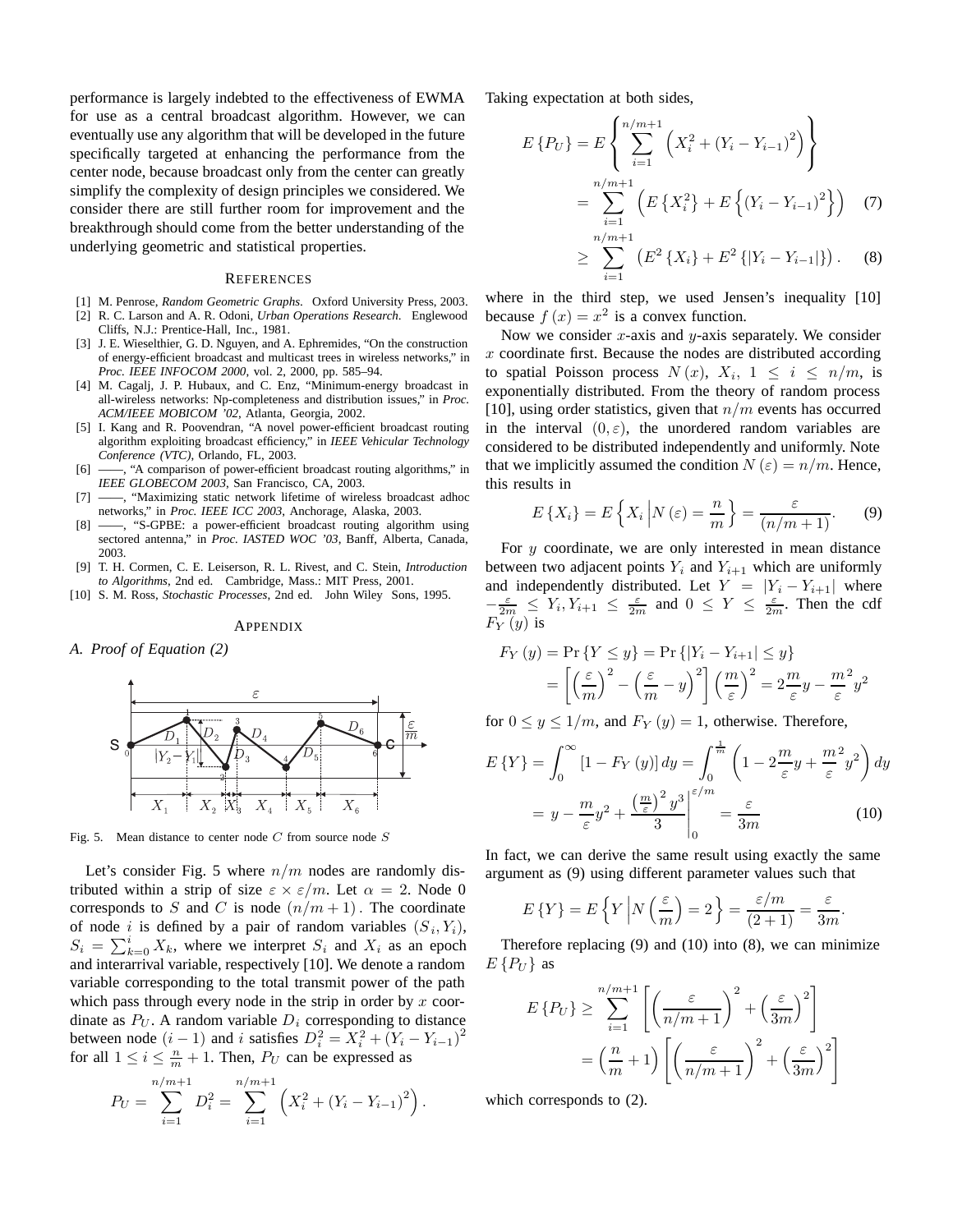performance is largely indebted to the effectiveness of EWMA for use as a central broadcast algorithm. However, we can eventually use any algorithm that will be developed in the future specifically targeted at enhancing the performance from the center node, because broadcast only from the center can greatly simplify the complexity of design principles we considered. We consider there are still further room for improvement and the breakthrough should come from the better understanding of the underlying geometric and statistical properties.

## References

[1] M. Penrose, *Random Geometric Graphs*. Oxford University Press, 2003.

[2] R. C. Larson and A. R. Odoni, *Urban Operations Research*. Englewood Cliffs, N.J.: Prentice-Hall, Inc., 1981.

[3] J. E. Wieselthier, G. D. Nguyen, and A. Ephremides, "On the construction of energy-efficient broadcast and multicast trees in wireless networks," in *Proc. IEEE INFOCOM 2000*, vol. 2, 2000, pp. 585–94.

[4] M. Cagalj, J. P. Hubaux, and C. Enz, "Minimum-energy broadcast in all-wireless networks: Np-completeness and distribution issues," in *Proc. ACM/IEEE MOBICOM '02*, Atlanta, Georgia, 2002.

[5] I. Kang and R. Poovendran, "A novel power-efficient broadcast routing algorithm exploiting broadcast efficiency," in *IEEE Vehicular Technology Conference (VTC)*, Orlando, FL, 2003.

[6] ——, "A comparison of power-efficient broadcast routing algorithms," in *IEEE GLOBECOM 2003*, San Francisco, CA, 2003.

[7] ——, "Maximizing static network lifetime of wireless broadcast adhoc networks," in *Proc. IEEE ICC 2003*, Anchorage, Alaska, 2003.

[8] ——, "S-GPBE: a power-efficient broadcast routing algorithm using sectored antenna," in *Proc. IASTED WOC '03*, Banff, Alberta, Canada, 2003.

[9] T. H. Cormen, C. E. Leiserson, R. L. Rivest, and C. Stein, *Introduction to Algorithms*, 2nd ed. Cambridge, Mass.: MIT Press, 2001.

[10] S. M. Ross, *Stochastic Processes*, 2nd ed. John Wiley Sons, 1995.

## Appendix

### A. Proof of Equation (2)

Fig. 5. Mean distance to center node $C$ from source node $S$

Let's consider Fig. 5 where $n/m$ nodes are randomly distributed within a strip of size $\varepsilon \times \varepsilon/m$. Let $\alpha = 2$. Node 0 corresponds to $S$ and $C$ is node $(n/m+1)$. The coordinate of node $i$ is defined by a pair of random variables $(S_i, Y_i)$, $S_i = \sum_{k=0}^{i} X_k$, where we interpret $S_i$ and $X_i$ as an epoch and interarrival variable, respectively [10]. We denote a random variable corresponding to the total transmit power of the path which pass through every node in the strip in order by $x$ coordinate as $P_U$. A random variable $D_i$ corresponding to distance between node $(i-1)$ and $i$ satisfies $D_i^2 = X_i^2 + (Y_i - Y_{i-1})^2$ for all $1 \le i \le \frac{n}{m}+1$. Then, $P_U$ can be expressed as

$$P_U = \sum_{i=1}^{n/m+1} D_i^2 = \sum_{i=1}^{n/m+1} \left( X_i^2 + (Y_i - Y_{i-1})^2 \right).$$

Taking expectation at both sides,

$$\begin{aligned} E\{P_U\} &= E\left\{ \sum_{i=1}^{n/m+1} \left( X_i^2 + (Y_i - Y_{i-1})^2 \right) \right\} \\ &= \sum_{i=1}^{n/m+1} \left( E\{X_i^2\} + E\left\{ (Y_i - Y_{i-1})^2 \right\} \right) \quad (7) \\ &\ge \sum_{i=1}^{n/m+1} \left( E^2\{X_i\} + E^2\{|Y_i - Y_{i-1}|\} \right). \quad (8) \end{aligned}$$

where in the third step, we used Jensen's inequality [10] because $f(x) = x^2$ is a convex function.

Now we consider $x$-axis and $y$-axis separately. We consider $x$ coordinate first. Because the nodes are distributed according to spatial Poisson process $N(x)$, $X_i$, $1 \le i \le n/m$, is exponentially distributed. From the theory of random process [10], using order statistics, given that $n/m$ events has occurred in the interval $(0, \varepsilon)$, the unordered random variables are considered to be distributed independently and uniformly. Note that we implicitly assumed the condition $N(\varepsilon) = n/m$. Hence, this results in

$$E\{X_i\} = E\left\{ X_i \middle| N(\varepsilon) = \frac{n}{m} \right\} = \frac{\varepsilon}{(n/m+1)}. \quad (9)$$

For $y$ coordinate, we are only interested in mean distance between two adjacent points $Y_i$ and $Y_{i+1}$ which are uniformly and independently distributed. Let $Y = |Y_i - Y_{i+1}|$ where $-\frac{\varepsilon}{2m} \le Y_i, Y_{i+1} \le \frac{\varepsilon}{2m}$ and $0 \le Y \le \frac{\varepsilon}{2m}$. Then the cdf $F_Y(y)$ is

$$\begin{aligned} F_Y(y) &= \Pr\{Y \le y\} = \Pr\{|Y_i - Y_{i+1}| \le y\} \\ &= \left[ \left(\frac{\varepsilon}{m}\right)^2 - \left(\frac{\varepsilon}{m} - y\right)^2 \right] \left(\frac{m}{\varepsilon}\right)^2 = 2\frac{m}{\varepsilon}y - \frac{m}{\varepsilon}^2 y^2 \end{aligned}$$

for $0 \le y \le 1/m$, and $F_Y(y) = 1$, otherwise. Therefore,

$$\begin{aligned} E\{Y\} &= \int_0^\infty [1 - F_Y(y)]\, dy = \int_0^{\frac{1}{m}} \left( 1 - 2\frac{m}{\varepsilon}y + \frac{m}{\varepsilon}^2 y^2 \right) dy \\ &= y - \frac{m}{\varepsilon}y^2 + \frac{\left(\frac{m}{\varepsilon}\right)^2 y^3}{3} \Bigg|_0^{\varepsilon/m} = \frac{\varepsilon}{3m} \quad (10) \end{aligned}$$

In fact, we can derive the same result using exactly the same argument as (9) using different parameter values such that

$$E\{Y\} = E\left\{ Y \middle| N\left(\frac{\varepsilon}{m}\right) = 2 \right\} = \frac{\varepsilon/m}{(2+1)} = \frac{\varepsilon}{3m}.$$

Therefore replacing (9) and (10) into (8), we can minimize $E\{P_U\}$ as

$$\begin{aligned} E\{P_U\} &\ge \sum_{i=1}^{n/m+1} \left[ \left( \frac{\varepsilon}{n/m+1} \right)^2 + \left( \frac{\varepsilon}{3m} \right)^2 \right] \\ &= \left( \frac{n}{m} + 1 \right) \left[ \left( \frac{\varepsilon}{n/m+1} \right)^2 + \left( \frac{\varepsilon}{3m} \right)^2 \right] \end{aligned}$$

which corresponds to (2).